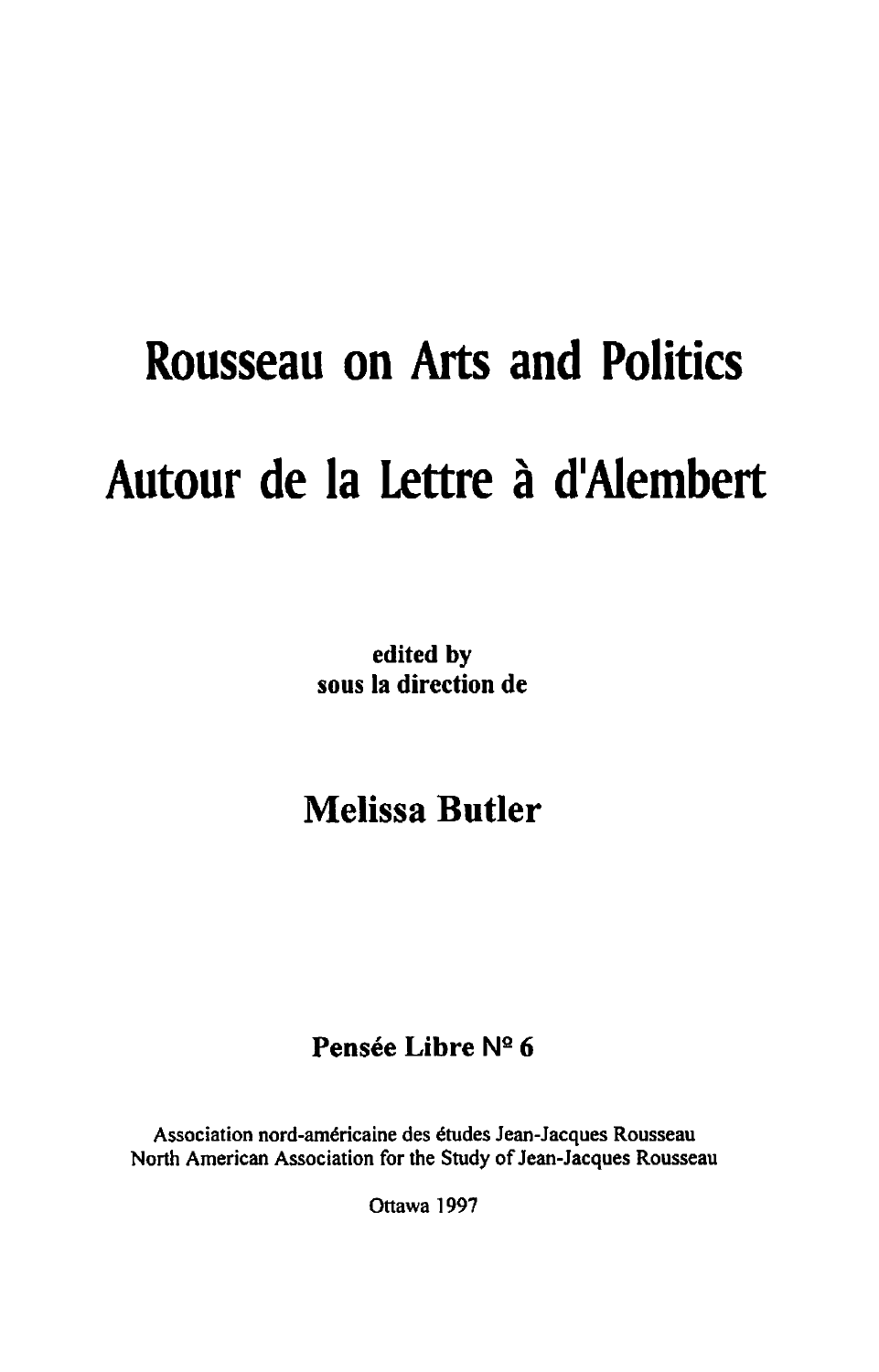# Rousseau on Arts and Politics

# Autour de la Lettre à d'Alembert

**edited by**
**sous la direction de**

## Melissa Butler

**Pensée Libre N**º **6**

Association nord-américaine des études Jean-Jacques Rousseau
North American Association for the Study of Jean-Jacques Rousseau

Ottawa 1997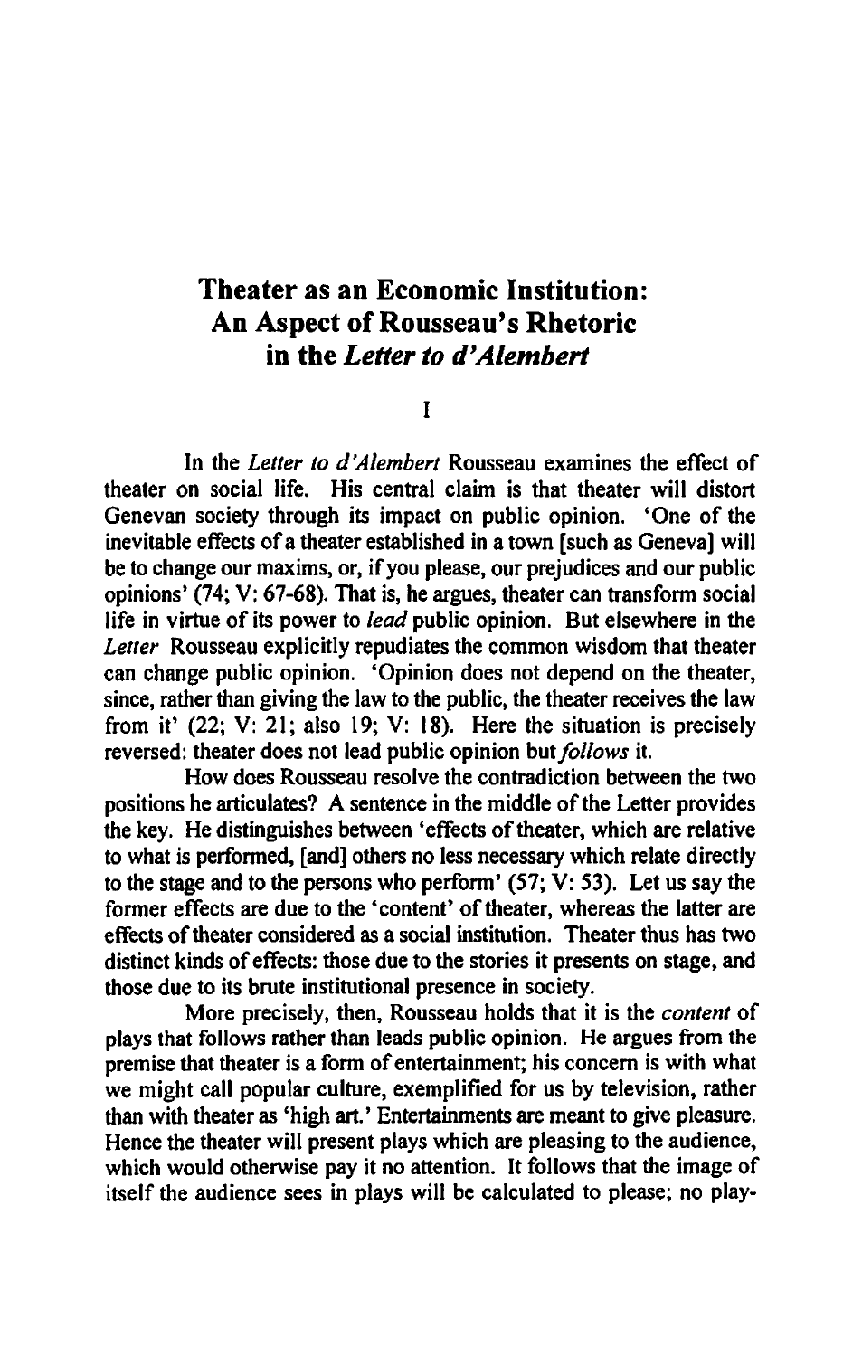# Theater as an Economic Institution: An Aspect of Rousseau's Rhetoric in the *Letter to d'Alembert*

I

In the *Letter to d'Alembert* Rousseau examines the effect of theater on social life. His central claim is that theater will distort Genevan society through its impact on public opinion. 'One of the inevitable effects of a theater established in a town [such as Geneva] will be to change our maxims, or, if you please, our prejudices and our public opinions' (74; V: 67-68). That is, he argues, theater can transform social life in virtue of its power to *lead* public opinion. But elsewhere in the *Letter* Rousseau explicitly repudiates the common wisdom that theater can change public opinion. 'Opinion does not depend on the theater, since, rather than giving the law to the public, the theater receives the law from it' (22; V: 21; also 19; V: 18). Here the situation is precisely reversed: theater does not lead public opinion but *follows* it.

How does Rousseau resolve the contradiction between the two positions he articulates? A sentence in the middle of the Letter provides the key. He distinguishes between 'effects of theater, which are relative to what is performed, [and] others no less necessary which relate directly to the stage and to the persons who perform' (57; V: 53). Let us say the former effects are due to the 'content' of theater, whereas the latter are effects of theater considered as a social institution. Theater thus has two distinct kinds of effects: those due to the stories it presents on stage, and those due to its brute institutional presence in society.

More precisely, then, Rousseau holds that it is the *content* of plays that follows rather than leads public opinion. He argues from the premise that theater is a form of entertainment; his concern is with what we might call popular culture, exemplified for us by television, rather than with theater as 'high art.' Entertainments are meant to give pleasure. Hence the theater will present plays which are pleasing to the audience, which would otherwise pay it no attention. It follows that the image of itself the audience sees in plays will be calculated to please; no play-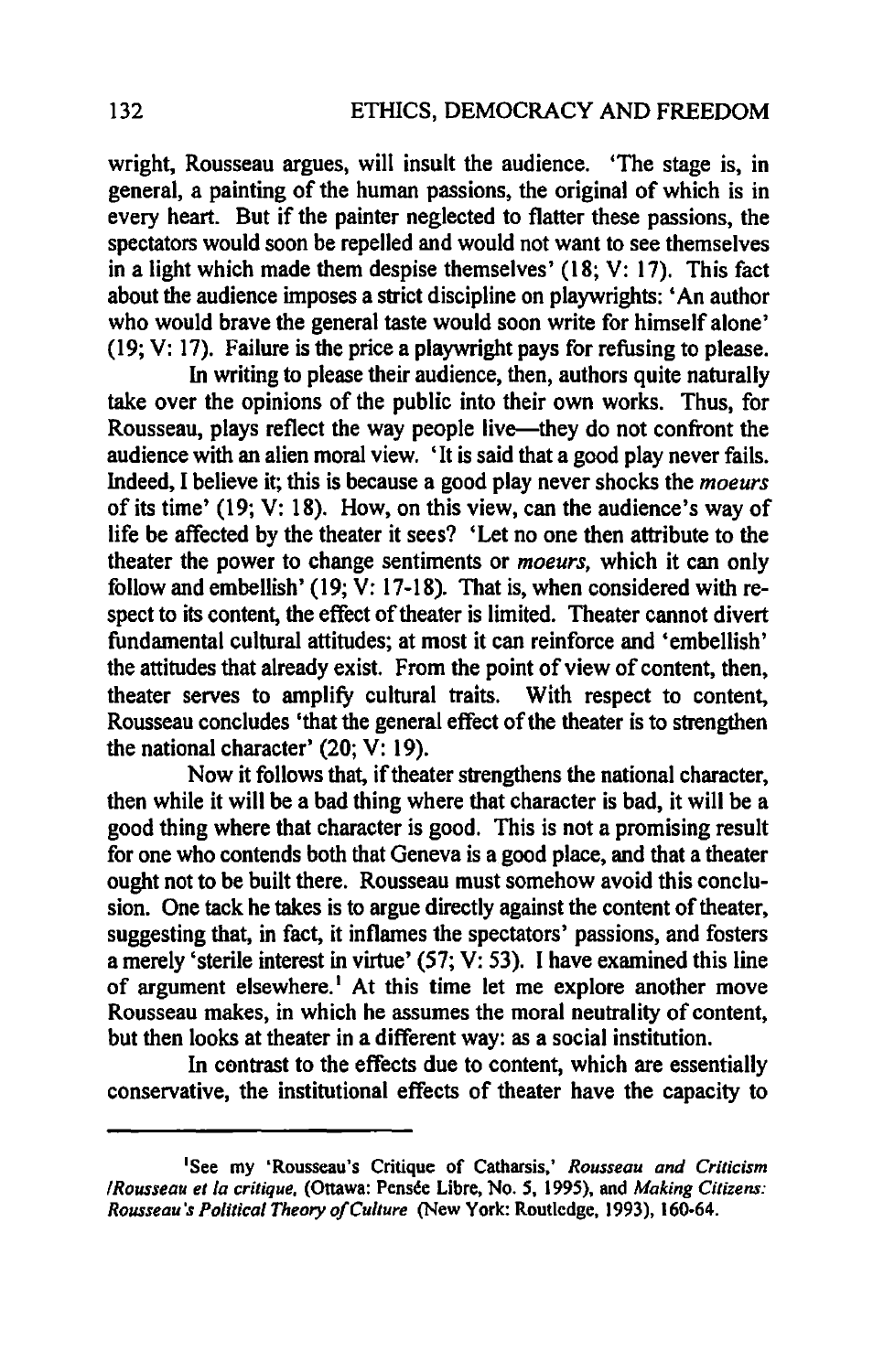wright, Rousseau argues, will insult the audience. 'The stage is, in general, a painting of the human passions, the original of which is in every heart. But if the painter neglected to flatter these passions, the spectators would soon be repelled and would not want to see themselves in a light which made them despise themselves' (18; V: 17). This fact about the audience imposes a strict discipline on playwrights: 'An author who would brave the general taste would soon write for himself alone' (19; V: 17). Failure is the price a playwright pays for refusing to please.

In writing to please their audience, then, authors quite naturally take over the opinions of the public into their own works. Thus, for Rousseau, plays reflect the way people live—they do not confront the audience with an alien moral view. 'It is said that a good play never fails. Indeed, I believe it; this is because a good play never shocks the *moeurs* of its time' (19; V: 18). How, on this view, can the audience's way of life be affected by the theater it sees? 'Let no one then attribute to the theater the power to change sentiments or *moeurs,* which it can only follow and embellish' (19; V: 17-18). That is, when considered with respect to its content, the effect of theater is limited. Theater cannot divert fundamental cultural attitudes; at most it can reinforce and 'embellish' the attitudes that already exist. From the point of view of content, then, theater serves to amplify cultural traits. With respect to content, Rousseau concludes 'that the general effect of the theater is to strengthen the national character' (20; V: 19).

Now it follows that, if theater strengthens the national character, then while it will be a bad thing where that character is bad, it will be a good thing where that character is good. This is not a promising result for one who contends both that Geneva is a good place, and that a theater ought not to be built there. Rousseau must somehow avoid this conclusion. One tack he takes is to argue directly against the content of theater, suggesting that, in fact, it inflames the spectators' passions, and fosters a merely 'sterile interest in virtue' (57; V: 53). I have examined this line of argument elsewhere.[1] At this time let me explore another move Rousseau makes, in which he assumes the moral neutrality of content, but then looks at theater in a different way: as a social institution.

In contrast to the effects due to content, which are essentially conservative, the institutional effects of theater have the capacity to

[1] See my 'Rousseau's Critique of Catharsis,' *Rousseau and Criticism /Rousseau et la critique,* (Ottawa: Pensée Libre, No. 5, 1995), and *Making Citizens: Rousseau's Political Theory of Culture* (New York: Routledge, 1993), 160-64.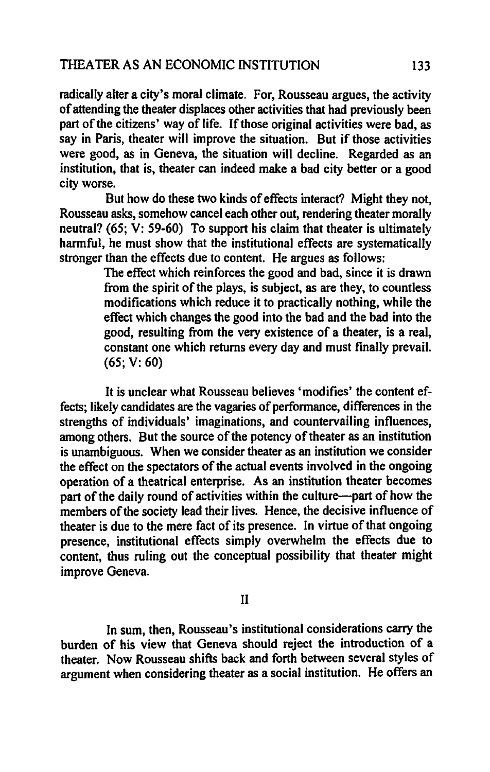radically alter a city's moral climate. For, Rousseau argues, the activity of attending the theater displaces other activities that had previously been part of the citizens' way of life. If those original activities were bad, as say in Paris, theater will improve the situation. But if those activities were good, as in Geneva, the situation will decline. Regarded as an institution, that is, theater can indeed make a bad city better or a good city worse.

But how do these two kinds of effects interact? Might they not, Rousseau asks, somehow cancel each other out, rendering theater morally neutral? (65; V: 59-60) To support his claim that theater is ultimately harmful, he must show that the institutional effects are systematically stronger than the effects due to content. He argues as follows:

> The effect which reinforces the good and bad, since it is drawn from the spirit of the plays, is subject, as are they, to countless modifications which reduce it to practically nothing, while the effect which changes the good into the bad and the bad into the good, resulting from the very existence of a theater, is a real, constant one which returns every day and must finally prevail. (65; V: 60)

It is unclear what Rousseau believes 'modifies' the content effects; likely candidates are the vagaries of performance, differences in the strengths of individuals' imaginations, and countervailing influences, among others. But the source of the potency of theater as an institution is unambiguous. When we consider theater as an institution we consider the effect on the spectators of the actual events involved in the ongoing operation of a theatrical enterprise. As an institution theater becomes part of the daily round of activities within the culture—part of how the members of the society lead their lives. Hence, the decisive influence of theater is due to the mere fact of its presence. In virtue of that ongoing presence, institutional effects simply overwhelm the effects due to content, thus ruling out the conceptual possibility that theater might improve Geneva.

## II

In sum, then, Rousseau's institutional considerations carry the burden of his view that Geneva should reject the introduction of a theater. Now Rousseau shifts back and forth between several styles of argument when considering theater as a social institution. He offers an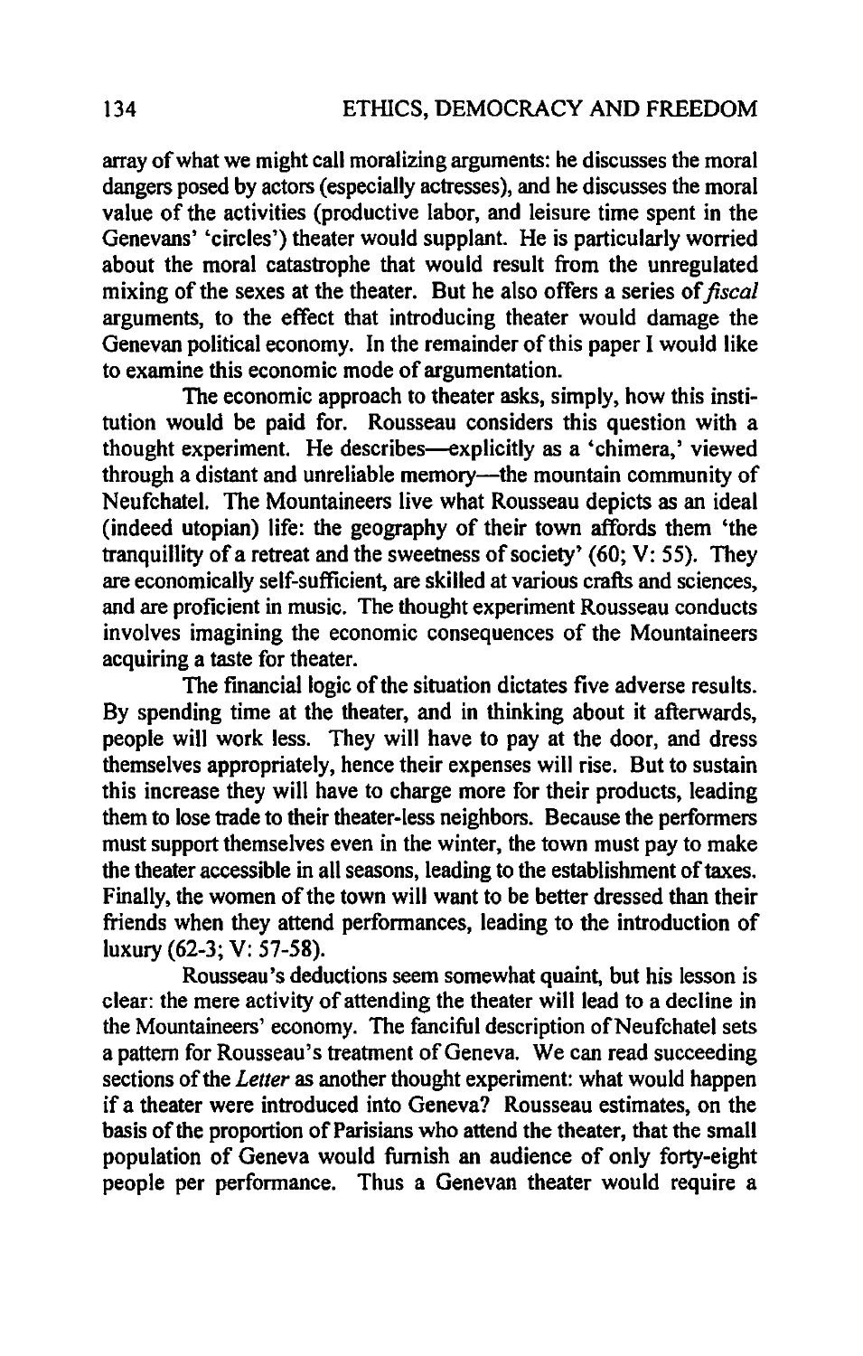array of what we might call moralizing arguments: he discusses the moral dangers posed by actors (especially actresses), and he discusses the moral value of the activities (productive labor, and leisure time spent in the Genevans' 'circles') theater would supplant. He is particularly worried about the moral catastrophe that would result from the unregulated mixing of the sexes at the theater. But he also offers a series of *fiscal* arguments, to the effect that introducing theater would damage the Genevan political economy. In the remainder of this paper I would like to examine this economic mode of argumentation.

The economic approach to theater asks, simply, how this institution would be paid for. Rousseau considers this question with a thought experiment. He describes—explicitly as a 'chimera,' viewed through a distant and unreliable memory—the mountain community of Neufchatel. The Mountaineers live what Rousseau depicts as an ideal (indeed utopian) life: the geography of their town affords them 'the tranquillity of a retreat and the sweetness of society' (60; V: 55). They are economically self-sufficient, are skilled at various crafts and sciences, and are proficient in music. The thought experiment Rousseau conducts involves imagining the economic consequences of the Mountaineers acquiring a taste for theater.

The financial logic of the situation dictates five adverse results. By spending time at the theater, and in thinking about it afterwards, people will work less. They will have to pay at the door, and dress themselves appropriately, hence their expenses will rise. But to sustain this increase they will have to charge more for their products, leading them to lose trade to their theater-less neighbors. Because the performers must support themselves even in the winter, the town must pay to make the theater accessible in all seasons, leading to the establishment of taxes. Finally, the women of the town will want to be better dressed than their friends when they attend performances, leading to the introduction of luxury (62-3; V: 57-58).

Rousseau's deductions seem somewhat quaint, but his lesson is clear: the mere activity of attending the theater will lead to a decline in the Mountaineers' economy. The fanciful description of Neufchatel sets a pattern for Rousseau's treatment of Geneva. We can read succeeding sections of the *Letter* as another thought experiment: what would happen if a theater were introduced into Geneva? Rousseau estimates, on the basis of the proportion of Parisians who attend the theater, that the small population of Geneva would furnish an audience of only forty-eight people per performance. Thus a Genevan theater would require a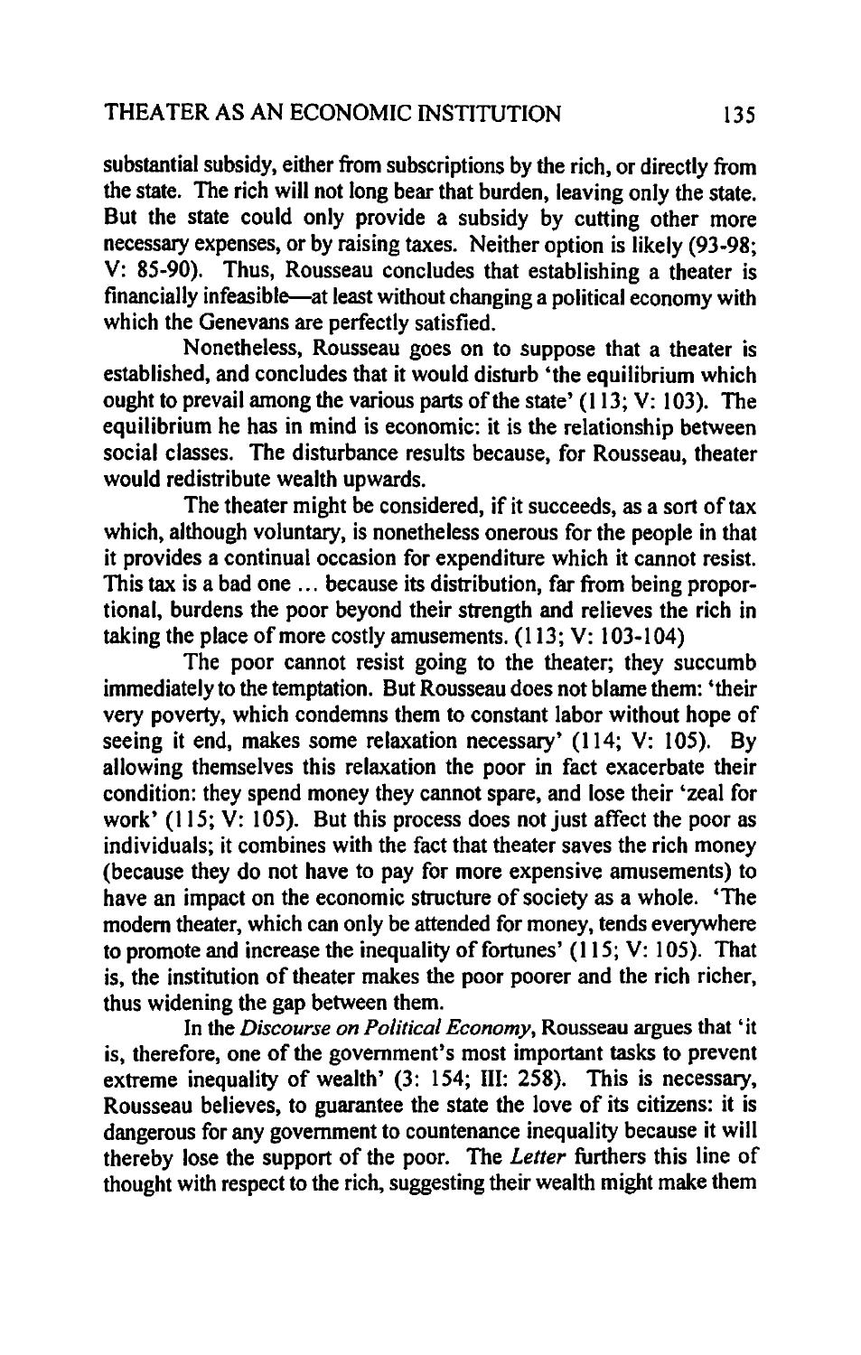substantial subsidy, either from subscriptions by the rich, or directly from the state. The rich will not long bear that burden, leaving only the state. But the state could only provide a subsidy by cutting other more necessary expenses, or by raising taxes. Neither option is likely (93-98; V: 85-90). Thus, Rousseau concludes that establishing a theater is financially infeasible—at least without changing a political economy with which the Genevans are perfectly satisfied.

Nonetheless, Rousseau goes on to suppose that a theater is established, and concludes that it would disturb 'the equilibrium which ought to prevail among the various parts of the state' (113; V: 103). The equilibrium he has in mind is economic: it is the relationship between social classes. The disturbance results because, for Rousseau, theater would redistribute wealth upwards.

> The theater might be considered, if it succeeds, as a sort of tax which, although voluntary, is nonetheless onerous for the people in that it provides a continual occasion for expenditure which it cannot resist. This tax is a bad one ... because its distribution, far from being proportional, burdens the poor beyond their strength and relieves the rich in taking the place of more costly amusements. (113; V: 103-104)

The poor cannot resist going to the theater; they succumb immediately to the temptation. But Rousseau does not blame them: 'their very poverty, which condemns them to constant labor without hope of seeing it end, makes some relaxation necessary' (114; V: 105). By allowing themselves this relaxation the poor in fact exacerbate their condition: they spend money they cannot spare, and lose their 'zeal for work' (115; V: 105). But this process does not just affect the poor as individuals; it combines with the fact that theater saves the rich money (because they do not have to pay for more expensive amusements) to have an impact on the economic structure of society as a whole. 'The modern theater, which can only be attended for money, tends everywhere to promote and increase the inequality of fortunes' (115; V: 105). That is, the institution of theater makes the poor poorer and the rich richer, thus widening the gap between them.

In the *Discourse on Political Economy*, Rousseau argues that 'it is, therefore, one of the government's most important tasks to prevent extreme inequality of wealth' (3: 154; III: 258). This is necessary, Rousseau believes, to guarantee the state the love of its citizens: it is dangerous for any government to countenance inequality because it will thereby lose the support of the poor. The *Letter* furthers this line of thought with respect to the rich, suggesting their wealth might make them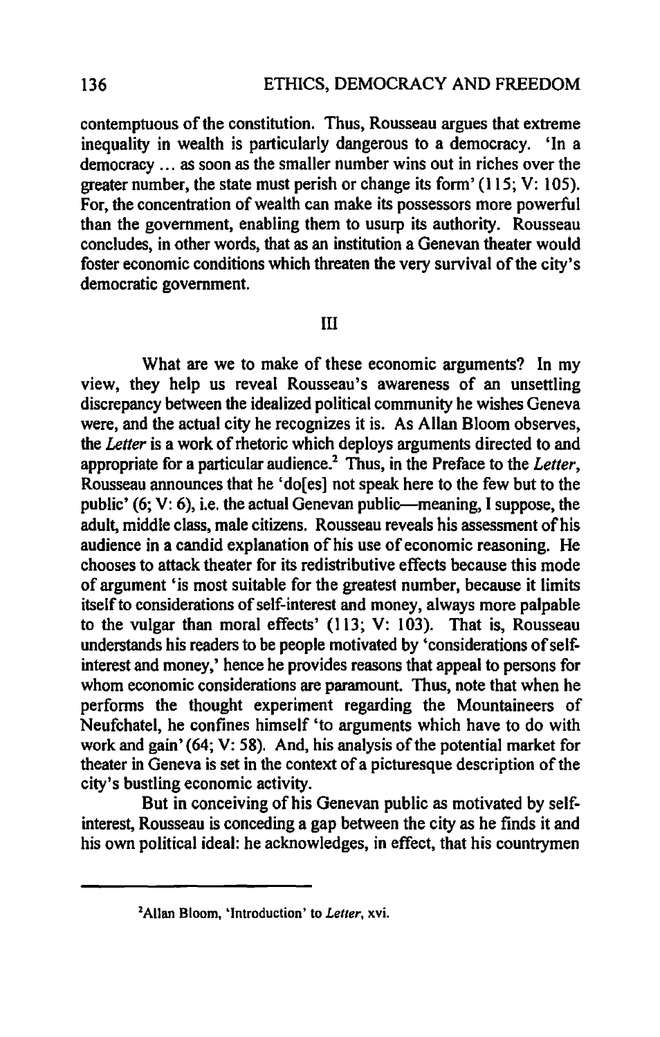contemptuous of the constitution. Thus, Rousseau argues that extreme inequality in wealth is particularly dangerous to a democracy. 'In a democracy ... as soon as the smaller number wins out in riches over the greater number, the state must perish or change its form' (115; V: 105). For, the concentration of wealth can make its possessors more powerful than the government, enabling them to usurp its authority. Rousseau concludes, in other words, that as an institution a Genevan theater would foster economic conditions which threaten the very survival of the city's democratic government.

## III

What are we to make of these economic arguments? In my view, they help us reveal Rousseau's awareness of an unsettling discrepancy between the idealized political community he wishes Geneva were, and the actual city he recognizes it is. As Allan Bloom observes, the *Letter* is a work of rhetoric which deploys arguments directed to and appropriate for a particular audience.[2] Thus, in the Preface to the *Letter*, Rousseau announces that he 'do[es] not speak here to the few but to the public' (6; V: 6), i.e. the actual Genevan public—meaning, I suppose, the adult, middle class, male citizens. Rousseau reveals his assessment of his audience in a candid explanation of his use of economic reasoning. He chooses to attack theater for its redistributive effects because this mode of argument 'is most suitable for the greatest number, because it limits itself to considerations of self-interest and money, always more palpable to the vulgar than moral effects' (113; V: 103). That is, Rousseau understands his readers to be people motivated by 'considerations of self-interest and money,' hence he provides reasons that appeal to persons for whom economic considerations are paramount. Thus, note that when he performs the thought experiment regarding the Mountaineers of Neufchatel, he confines himself 'to arguments which have to do with work and gain' (64; V: 58). And, his analysis of the potential market for theater in Geneva is set in the context of a picturesque description of the city's bustling economic activity.

But in conceiving of his Genevan public as motivated by self-interest, Rousseau is conceding a gap between the city as he finds it and his own political ideal: he acknowledges, in effect, that his countrymen

---

[2] Allan Bloom, 'Introduction' to *Letter*, xvi.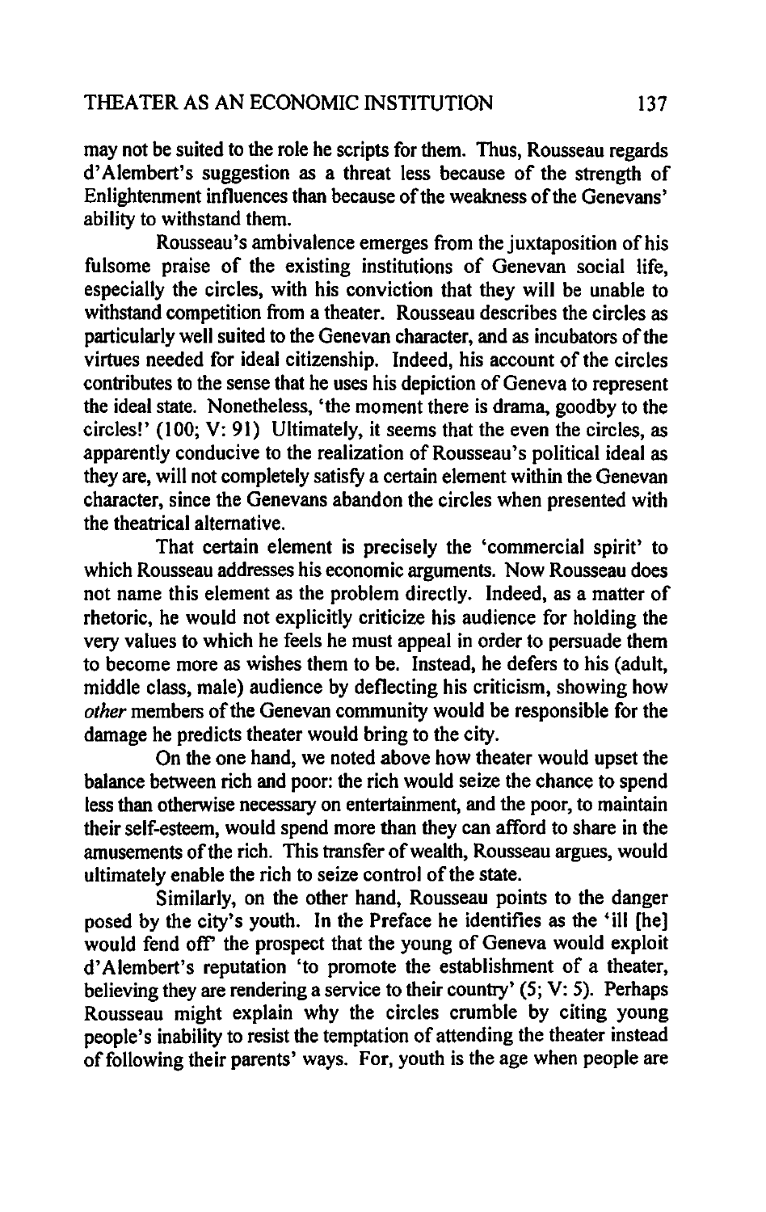may not be suited to the role he scripts for them. Thus, Rousseau regards d'Alembert's suggestion as a threat less because of the strength of Enlightenment influences than because of the weakness of the Genevans' ability to withstand them.

Rousseau's ambivalence emerges from the juxtaposition of his fulsome praise of the existing institutions of Genevan social life, especially the circles, with his conviction that they will be unable to withstand competition from a theater. Rousseau describes the circles as particularly well suited to the Genevan character, and as incubators of the virtues needed for ideal citizenship. Indeed, his account of the circles contributes to the sense that he uses his depiction of Geneva to represent the ideal state. Nonetheless, 'the moment there is drama, goodby to the circles!' (100; V: 91) Ultimately, it seems that the even the circles, as apparently conducive to the realization of Rousseau's political ideal as they are, will not completely satisfy a certain element within the Genevan character, since the Genevans abandon the circles when presented with the theatrical alternative.

That certain element is precisely the 'commercial spirit' to which Rousseau addresses his economic arguments. Now Rousseau does not name this element as the problem directly. Indeed, as a matter of rhetoric, he would not explicitly criticize his audience for holding the very values to which he feels he must appeal in order to persuade them to become more as wishes them to be. Instead, he defers to his (adult, middle class, male) audience by deflecting his criticism, showing how *other* members of the Genevan community would be responsible for the damage he predicts theater would bring to the city.

On the one hand, we noted above how theater would upset the balance between rich and poor: the rich would seize the chance to spend less than otherwise necessary on entertainment, and the poor, to maintain their self-esteem, would spend more than they can afford to share in the amusements of the rich. This transfer of wealth, Rousseau argues, would ultimately enable the rich to seize control of the state.

Similarly, on the other hand, Rousseau points to the danger posed by the city's youth. In the Preface he identifies as the 'ill [he] would fend off' the prospect that the young of Geneva would exploit d'Alembert's reputation 'to promote the establishment of a theater, believing they are rendering a service to their country' (5; V: 5). Perhaps Rousseau might explain why the circles crumble by citing young people's inability to resist the temptation of attending the theater instead of following their parents' ways. For, youth is the age when people are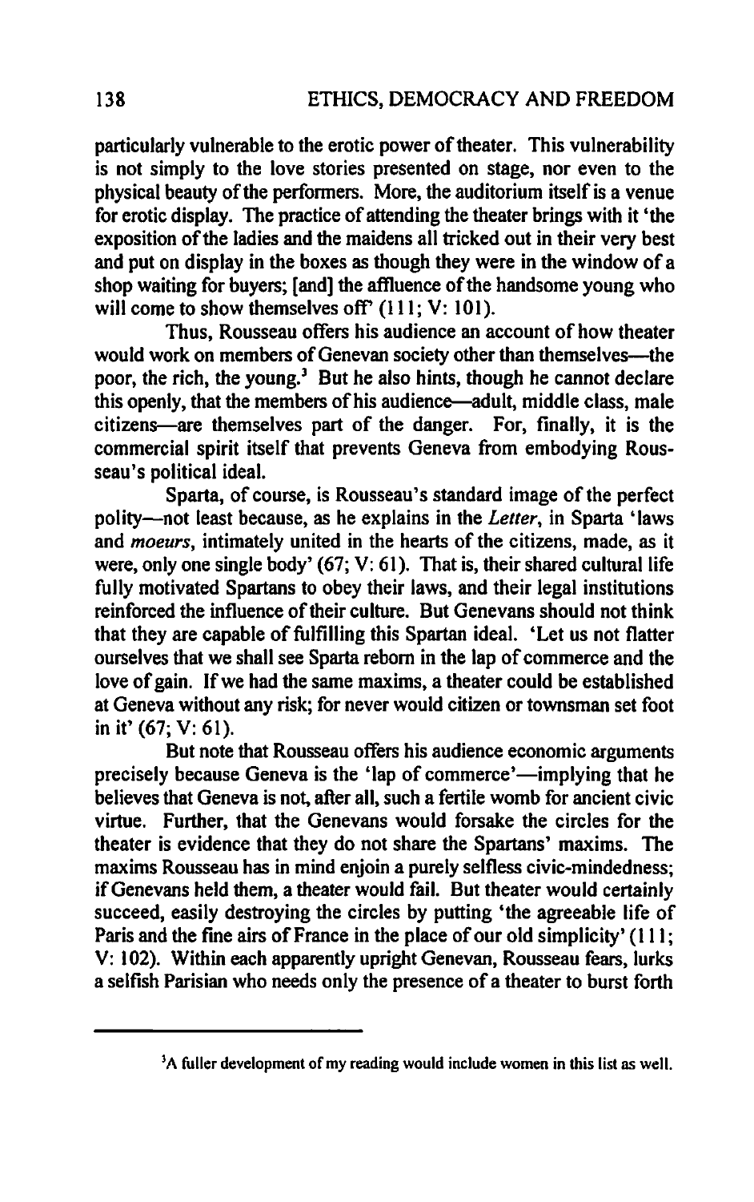particularly vulnerable to the erotic power of theater. This vulnerability is not simply to the love stories presented on stage, nor even to the physical beauty of the performers. More, the auditorium itself is a venue for erotic display. The practice of attending the theater brings with it 'the exposition of the ladies and the maidens all tricked out in their very best and put on display in the boxes as though they were in the window of a shop waiting for buyers; [and] the affluence of the handsome young who will come to show themselves off' (111; V: 101).

Thus, Rousseau offers his audience an account of how theater would work on members of Genevan society other than themselves—the poor, the rich, the young.[3] But he also hints, though he cannot declare this openly, that the members of his audience—adult, middle class, male citizens—are themselves part of the danger. For, finally, it is the commercial spirit itself that prevents Geneva from embodying Rousseau's political ideal.

Sparta, of course, is Rousseau's standard image of the perfect polity—not least because, as he explains in the *Letter*, in Sparta 'laws and *moeurs*, intimately united in the hearts of the citizens, made, as it were, only one single body' (67; V: 61). That is, their shared cultural life fully motivated Spartans to obey their laws, and their legal institutions reinforced the influence of their culture. But Genevans should not think that they are capable of fulfilling this Spartan ideal. 'Let us not flatter ourselves that we shall see Sparta reborn in the lap of commerce and the love of gain. If we had the same maxims, a theater could be established at Geneva without any risk; for never would citizen or townsman set foot in it' (67; V: 61).

But note that Rousseau offers his audience economic arguments precisely because Geneva is the 'lap of commerce'—implying that he believes that Geneva is not, after all, such a fertile womb for ancient civic virtue. Further, that the Genevans would forsake the circles for the theater is evidence that they do not share the Spartans' maxims. The maxims Rousseau has in mind enjoin a purely selfless civic-mindedness; if Genevans held them, a theater would fail. But theater would certainly succeed, easily destroying the circles by putting 'the agreeable life of Paris and the fine airs of France in the place of our old simplicity' (111; V: 102). Within each apparently upright Genevan, Rousseau fears, lurks a selfish Parisian who needs only the presence of a theater to burst forth

[3] A fuller development of my reading would include women in this list as well.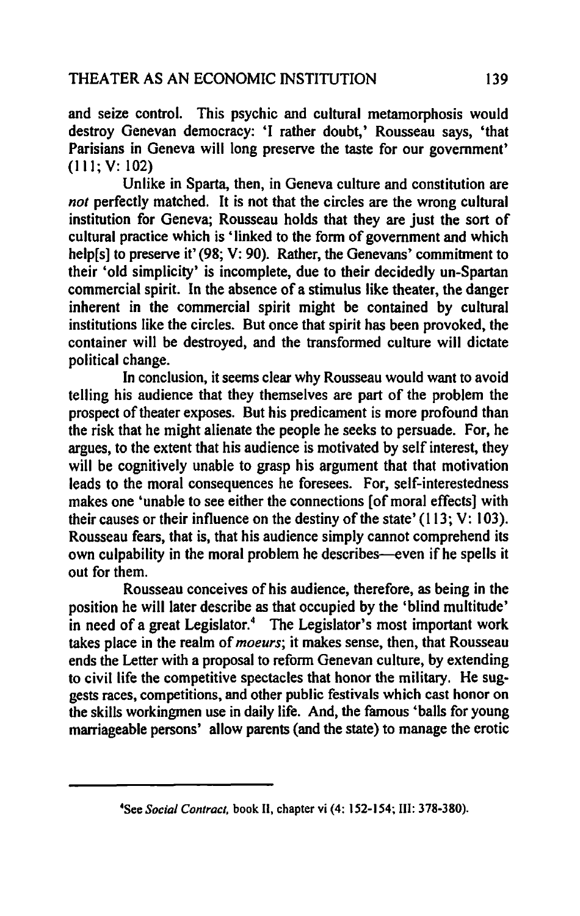and seize control. This psychic and cultural metamorphosis would destroy Genevan democracy: 'I rather doubt,' Rousseau says, 'that Parisians in Geneva will long preserve the taste for our government' (111; V: 102)

Unlike in Sparta, then, in Geneva culture and constitution are *not* perfectly matched. It is not that the circles are the wrong cultural institution for Geneva; Rousseau holds that they are just the sort of cultural practice which is 'linked to the form of government and which help[s] to preserve it' (98; V: 90). Rather, the Genevans' commitment to their 'old simplicity' is incomplete, due to their decidedly un-Spartan commercial spirit. In the absence of a stimulus like theater, the danger inherent in the commercial spirit might be contained by cultural institutions like the circles. But once that spirit has been provoked, the container will be destroyed, and the transformed culture will dictate political change.

In conclusion, it seems clear why Rousseau would want to avoid telling his audience that they themselves are part of the problem the prospect of theater exposes. But his predicament is more profound than the risk that he might alienate the people he seeks to persuade. For, he argues, to the extent that his audience is motivated by self interest, they will be cognitively unable to grasp his argument that that motivation leads to the moral consequences he foresees. For, self-interestedness makes one 'unable to see either the connections [of moral effects] with their causes or their influence on the destiny of the state' (113; V: 103). Rousseau fears, that is, that his audience simply cannot comprehend its own culpability in the moral problem he describes—even if he spells it out for them.

Rousseau conceives of his audience, therefore, as being in the position he will later describe as that occupied by the 'blind multitude' in need of a great Legislator.[4] The Legislator's most important work takes place in the realm of *moeurs*; it makes sense, then, that Rousseau ends the Letter with a proposal to reform Genevan culture, by extending to civil life the competitive spectacles that honor the military. He suggests races, competitions, and other public festivals which cast honor on the skills workingmen use in daily life. And, the famous 'balls for young marriageable persons' allow parents (and the state) to manage the erotic

[4]See *Social Contract*, book II, chapter vi (4: 152-154; III: 378-380).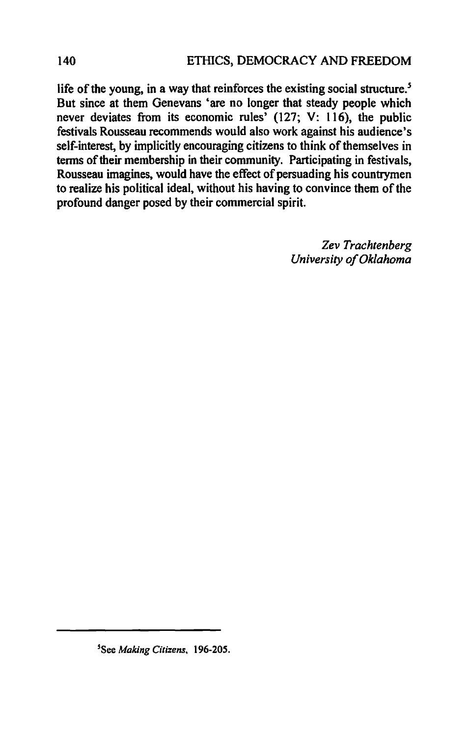life of the young, in a way that reinforces the existing social structure.[5] But since at them Genevans 'are no longer that steady people which never deviates from its economic rules' (127; V: 116), the public festivals Rousseau recommends would also work against his audience's self-interest, by implicitly encouraging citizens to think of themselves in terms of their membership in their community. Participating in festivals, Rousseau imagines, would have the effect of persuading his countrymen to realize his political ideal, without his having to convince them of the profound danger posed by their commercial spirit.

*Zev Trachtenberg*
*University of Oklahoma*

---

[5]See *Making Citizens*, 196-205.